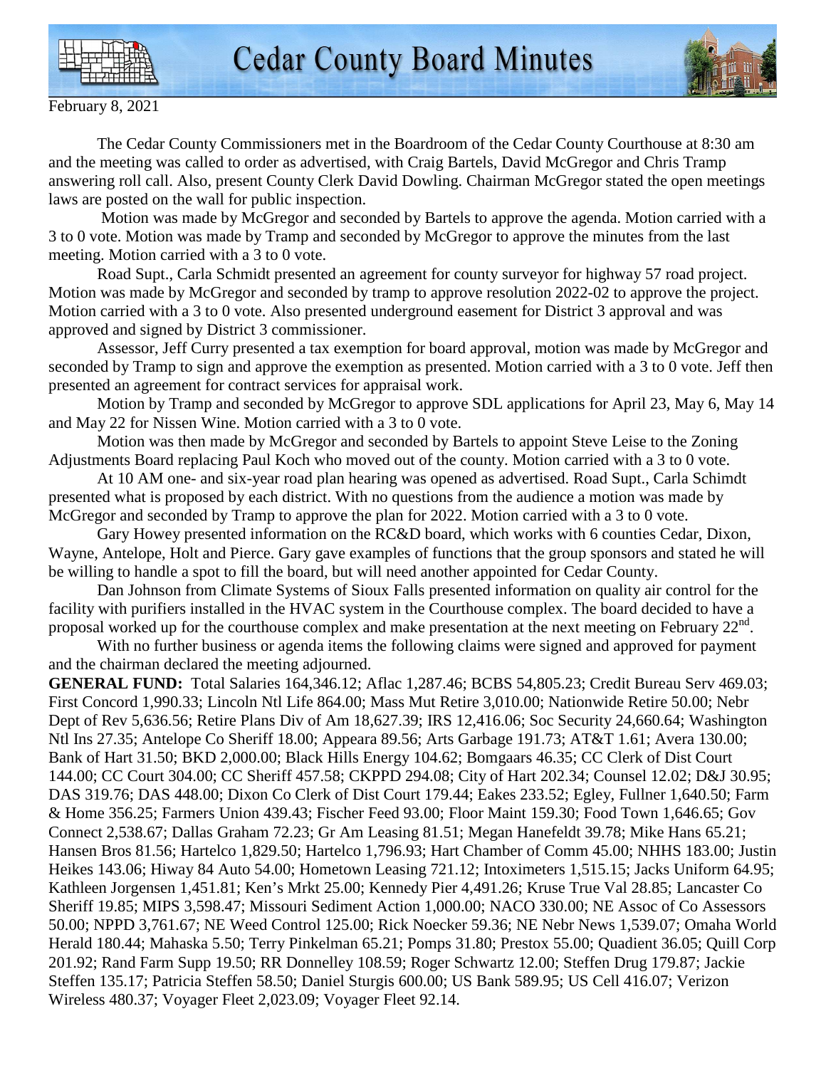# Cedar County Board Minutes

February 8, 2021

The Cedar County Commissioners met in the Boardroom of the Cedar County Courthouse at 8:30 am and the meeting was called to order as advertised, with Craig Bartels, David McGregor and Chris Tramp answering roll call. Also, present County Clerk David Dowling. Chairman McGregor stated the open meetings laws are posted on the wall for public inspection.

Motion was made by McGregor and seconded by Bartels to approve the agenda. Motion carried with a 3 to 0 vote. Motion was made by Tramp and seconded by McGregor to approve the minutes from the last meeting. Motion carried with a 3 to 0 vote.

Road Supt., Carla Schmidt presented an agreement for county surveyor for highway 57 road project. Motion was made by McGregor and seconded by tramp to approve resolution 2022-02 to approve the project. Motion carried with a 3 to 0 vote. Also presented underground easement for District 3 approval and was approved and signed by District 3 commissioner.

Assessor, Jeff Curry presented a tax exemption for board approval, motion was made by McGregor and seconded by Tramp to sign and approve the exemption as presented. Motion carried with a 3 to 0 vote. Jeff then presented an agreement for contract services for appraisal work.

Motion by Tramp and seconded by McGregor to approve SDL applications for April 23, May 6, May 14 and May 22 for Nissen Wine. Motion carried with a 3 to 0 vote.

Motion was then made by McGregor and seconded by Bartels to appoint Steve Leise to the Zoning Adjustments Board replacing Paul Koch who moved out of the county. Motion carried with a 3 to 0 vote.

At 10 AM one- and six-year road plan hearing was opened as advertised. Road Supt., Carla Schimdt presented what is proposed by each district. With no questions from the audience a motion was made by McGregor and seconded by Tramp to approve the plan for 2022. Motion carried with a 3 to 0 vote.

Gary Howey presented information on the RC&D board, which works with 6 counties Cedar, Dixon, Wayne, Antelope, Holt and Pierce. Gary gave examples of functions that the group sponsors and stated he will be willing to handle a spot to fill the board, but will need another appointed for Cedar County.

Dan Johnson from Climate Systems of Sioux Falls presented information on quality air control for the facility with purifiers installed in the HVAC system in the Courthouse complex. The board decided to have a proposal worked up for the courthouse complex and make presentation at the next meeting on February 22nd.

With no further business or agenda items the following claims were signed and approved for payment and the chairman declared the meeting adjourned.

**GENERAL FUND:** Total Salaries 164,346.12; Aflac 1,287.46; BCBS 54,805.23; Credit Bureau Serv 469.03; First Concord 1,990.33; Lincoln Ntl Life 864.00; Mass Mut Retire 3,010.00; Nationwide Retire 50.00; Nebr Dept of Rev 5,636.56; Retire Plans Div of Am 18,627.39; IRS 12,416.06; Soc Security 24,660.64; Washington Ntl Ins 27.35; Antelope Co Sheriff 18.00; Appeara 89.56; Arts Garbage 191.73; AT&T 1.61; Avera 130.00; Bank of Hart 31.50; BKD 2,000.00; Black Hills Energy 104.62; Bomgaars 46.35; CC Clerk of Dist Court 144.00; CC Court 304.00; CC Sheriff 457.58; CKPPD 294.08; City of Hart 202.34; Counsel 12.02; D&J 30.95; DAS 319.76; DAS 448.00; Dixon Co Clerk of Dist Court 179.44; Eakes 233.52; Egley, Fullner 1,640.50; Farm & Home 356.25; Farmers Union 439.43; Fischer Feed 93.00; Floor Maint 159.30; Food Town 1,646.65; Gov Connect 2,538.67; Dallas Graham 72.23; Gr Am Leasing 81.51; Megan Hanefeldt 39.78; Mike Hans 65.21; Hansen Bros 81.56; Hartelco 1,829.50; Hartelco 1,796.93; Hart Chamber of Comm 45.00; NHHS 183.00; Justin Heikes 143.06; Hiway 84 Auto 54.00; Hometown Leasing 721.12; Intoximeters 1,515.15; Jacks Uniform 64.95; Kathleen Jorgensen 1,451.81; Ken's Mrkt 25.00; Kennedy Pier 4,491.26; Kruse True Val 28.85; Lancaster Co Sheriff 19.85; MIPS 3,598.47; Missouri Sediment Action 1,000.00; NACO 330.00; NE Assoc of Co Assessors 50.00; NPPD 3,761.67; NE Weed Control 125.00; Rick Noecker 59.36; NE Nebr News 1,539.07; Omaha World Herald 180.44; Mahaska 5.50; Terry Pinkelman 65.21; Pomps 31.80; Prestox 55.00; Quadient 36.05; Quill Corp 201.92; Rand Farm Supp 19.50; RR Donnelley 108.59; Roger Schwartz 12.00; Steffen Drug 179.87; Jackie Steffen 135.17; Patricia Steffen 58.50; Daniel Sturgis 600.00; US Bank 589.95; US Cell 416.07; Verizon Wireless 480.37; Voyager Fleet 2,023.09; Voyager Fleet 92.14.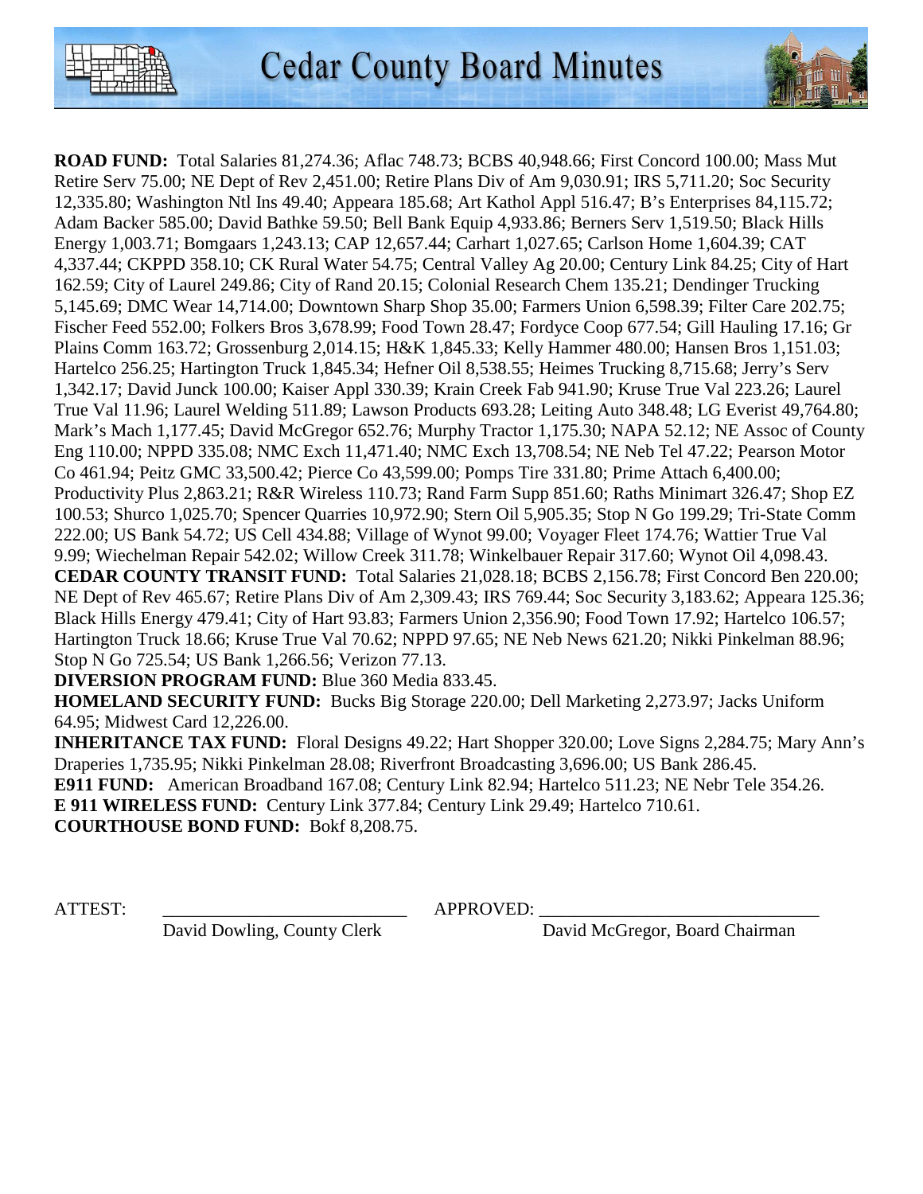**ROAD FUND:** Total Salaries 81,274.36; Aflac 748.73; BCBS 40,948.66; First Concord 100.00; Mass Mut Retire Serv 75.00; NE Dept of Rev 2,451.00; Retire Plans Div of Am 9,030.91; IRS 5,711.20; Soc Security 12,335.80; Washington Ntl Ins 49.40; Appeara 185.68; Art Kathol Appl 516.47; B's Enterprises 84,115.72; Adam Backer 585.00; David Bathke 59.50; Bell Bank Equip 4,933.86; Berners Serv 1,519.50; Black Hills Energy 1,003.71; Bomgaars 1,243.13; CAP 12,657.44; Carhart 1,027.65; Carlson Home 1,604.39; CAT 4,337.44; CKPPD 358.10; CK Rural Water 54.75; Central Valley Ag 20.00; Century Link 84.25; City of Hart 162.59; City of Laurel 249.86; City of Rand 20.15; Colonial Research Chem 135.21; Dendinger Trucking 5,145.69; DMC Wear 14,714.00; Downtown Sharp Shop 35.00; Farmers Union 6,598.39; Filter Care 202.75; Fischer Feed 552.00; Folkers Bros 3,678.99; Food Town 28.47; Fordyce Coop 677.54; Gill Hauling 17.16; Gr Plains Comm 163.72; Grossenburg 2,014.15; H&K 1,845.33; Kelly Hammer 480.00; Hansen Bros 1,151.03; Hartelco 256.25; Hartington Truck 1,845.34; Hefner Oil 8,538.55; Heimes Trucking 8,715.68; Jerry's Serv 1,342.17; David Junck 100.00; Kaiser Appl 330.39; Krain Creek Fab 941.90; Kruse True Val 223.26; Laurel True Val 11.96; Laurel Welding 511.89; Lawson Products 693.28; Leiting Auto 348.48; LG Everist 49,764.80; Mark's Mach 1,177.45; David McGregor 652.76; Murphy Tractor 1,175.30; NAPA 52.12; NE Assoc of County Eng 110.00; NPPD 335.08; NMC Exch 11,471.40; NMC Exch 13,708.54; NE Neb Tel 47.22; Pearson Motor Co 461.94; Peitz GMC 33,500.42; Pierce Co 43,599.00; Pomps Tire 331.80; Prime Attach 6,400.00; Productivity Plus 2,863.21; R&R Wireless 110.73; Rand Farm Supp 851.60; Raths Minimart 326.47; Shop EZ 100.53; Shurco 1,025.70; Spencer Quarries 10,972.90; Stern Oil 5,905.35; Stop N Go 199.29; Tri-State Comm 222.00; US Bank 54.72; US Cell 434.88; Village of Wynot 99.00; Voyager Fleet 174.76; Wattier True Val 9.99; Wiechelman Repair 542.02; Willow Creek 311.78; Winkelbauer Repair 317.60; Wynot Oil 4,098.43.

**CEDAR COUNTY TRANSIT FUND:** Total Salaries 21,028.18; BCBS 2,156.78; First Concord Ben 220.00; NE Dept of Rev 465.67; Retire Plans Div of Am 2,309.43; IRS 769.44; Soc Security 3,183.62; Appeara 125.36; Black Hills Energy 479.41; City of Hart 93.83; Farmers Union 2,356.90; Food Town 17.92; Hartelco 106.57; Hartington Truck 18.66; Kruse True Val 70.62; NPPD 97.65; NE Neb News 621.20; Nikki Pinkelman 88.96; Stop N Go 725.54; US Bank 1,266.56; Verizon 77.13.

**DIVERSION PROGRAM FUND:** Blue 360 Media 833.45.

**HOMELAND SECURITY FUND:** Bucks Big Storage 220.00; Dell Marketing 2,273.97; Jacks Uniform 64.95; Midwest Card 12,226.00.

**INHERITANCE TAX FUND:** Floral Designs 49.22; Hart Shopper 320.00; Love Signs 2,284.75; Mary Ann's Draperies 1,735.95; Nikki Pinkelman 28.08; Riverfront Broadcasting 3,696.00; US Bank 286.45.

**E911 FUND:** American Broadband 167.08; Century Link 82.94; Hartelco 511.23; NE Nebr Tele 354.26.

**E 911 WIRELESS FUND:** Century Link 377.84; Century Link 29.49; Hartelco 710.61.

**COURTHOUSE BOND FUND:** Bokf 8,208.75.

ATTEST: ___________________________ APPROVED: _______________________________

David Dowling, County Clerk David McGregor, Board Chairman